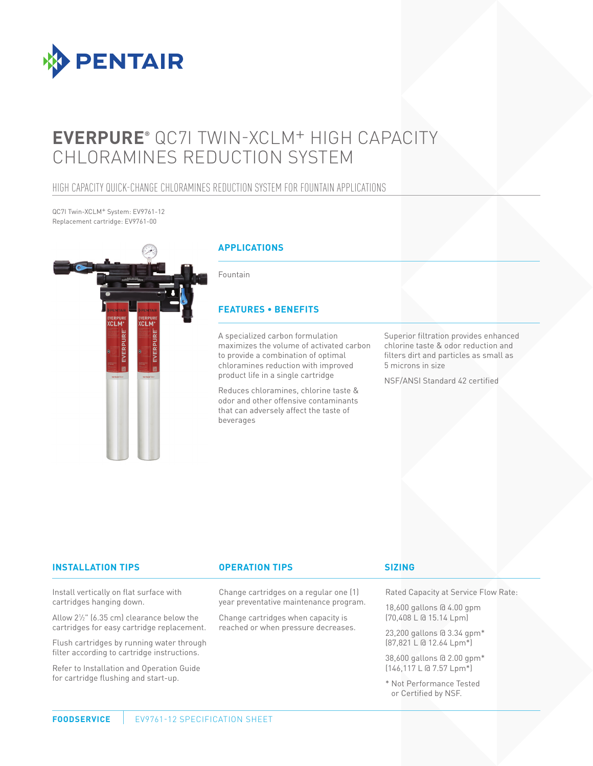PENTAIR

# EVERPURE® QC7I TWIN-XCLM+ HIGH CAPACITY CHLORAMINES REDUCTION SYSTEM

## HIGH CAPACITY QUICK-CHANGE CHLORAMINES REDUCTION SYSTEM FOR FOUNTAIN APPLICATIONS

QC7I Twin-XCLM+ System: EV9761-12
Replacement cartridge: EV9761-00

### APPLICATIONS

Fountain

### FEATURES • BENEFITS

A specialized carbon formulation maximizes the volume of activated carbon to provide a combination of optimal chloramines reduction with improved product life in a single cartridge

Reduces chloramines, chlorine taste & odor and other offensive contaminants that can adversely affect the taste of beverages

Superior filtration provides enhanced chlorine taste & odor reduction and filters dirt and particles as small as 5 microns in size

NSF/ANSI Standard 42 certified

### INSTALLATION TIPS

Install vertically on flat surface with cartridges hanging down.

Allow 2½" (6.35 cm) clearance below the cartridges for easy cartridge replacement.

Flush cartridges by running water through filter according to cartridge instructions.

Refer to Installation and Operation Guide for cartridge flushing and start-up.

### OPERATION TIPS

Change cartridges on a regular one (1) year preventative maintenance program.

Change cartridges when capacity is reached or when pressure decreases.

### SIZING

Rated Capacity at Service Flow Rate:

18,600 gallons @ 4.00 gpm
(70,408 L @ 15.14 Lpm)

23,200 gallons @ 3.34 gpm*
(87,821 L @ 12.64 Lpm*)

38,600 gallons @ 2.00 gpm*
(146,117 L @ 7.57 Lpm*)

* Not Performance Tested or Certified by NSF.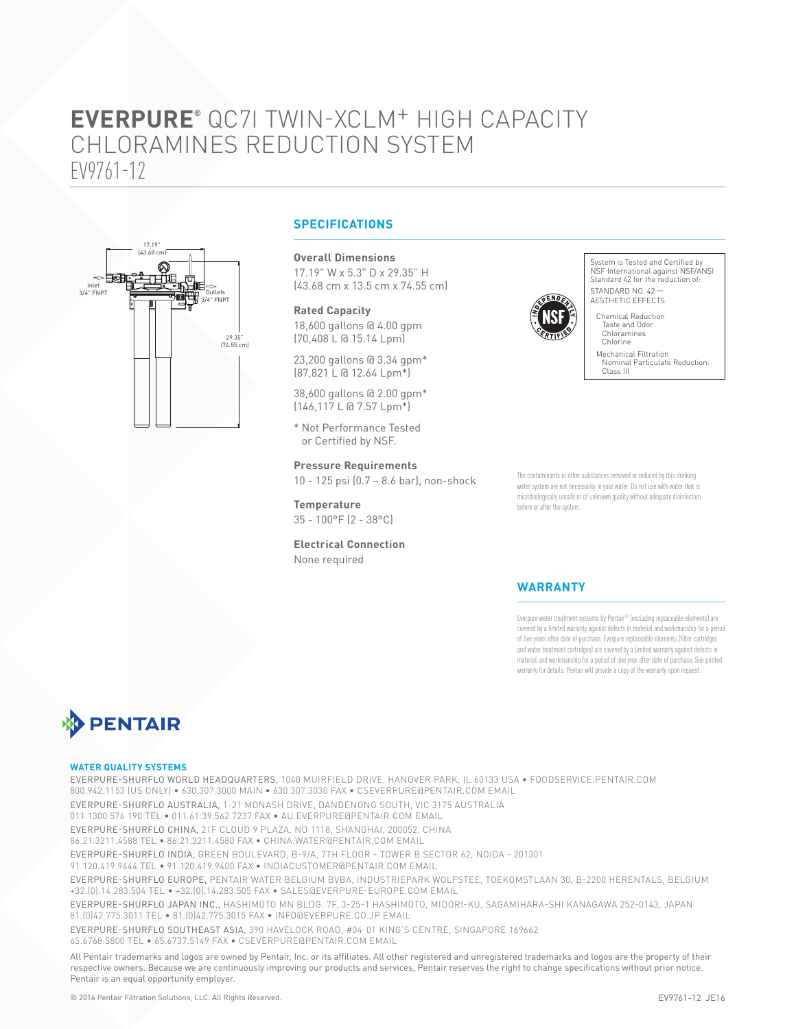# EVERPURE® QC7I TWIN-XCLM+ HIGH CAPACITY CHLORAMINES REDUCTION SYSTEM

EV9761-12

17.19" (43.68 cm)

Inlet 3/4" FNPT

Outlets 3/4" FNPT

29.35" (74.55 cm)

## SPECIFICATIONS

**Overall Dimensions**
17.19" W x 5.3" D x 29.35" H
(43.68 cm x 13.5 cm x 74.55 cm)

**Rated Capacity**
18,600 gallons @ 4.00 gpm
(70,408 L @ 15.14 Lpm)

23,200 gallons @ 3.34 gpm*
(87,821 L @ 12.64 Lpm*)

38,600 gallons @ 2.00 gpm*
(146,117 L @ 7.57 Lpm*)

* Not Performance Tested or Certified by NSF.

**Pressure Requirements**
10 - 125 psi (0.7 – 8.6 bar), non-shock

**Temperature**
35 - 100°F (2 - 38°C)

**Electrical Connection**
None required

INDEPENDENTLY NSF CERTIFIED

System is Tested and Certified by NSF International against NSF/ANSI Standard 42 for the reduction of:

STANDARD NO. 42 — AESTHETIC EFFECTS

- Chemical Reduction
  - Taste and Odor
  - Chloramines
  - Chlorine
- Mechanical Filtration
  - Nominal Particulate Reduction: Class III

The contaminants or other substances removed or reduced by this drinking water system are not necessarily in your water. Do not use with water that is microbiologically unsafe or of unknown quality without adequate disinfection before or after the system.

## WARRANTY

Everpure water treatment systems by Pentair® (excluding replaceable elements) are covered by a limited warranty against defects in material and workmanship for a period of five years after date of purchase. Everpure replaceable elements (filter cartridges and water treatment cartridges) are covered by a limited warranty against defects in material and workmanship for a period of one year after date of purchase. See printed warranty for details. Pentair will provide a copy of the warranty upon request.

PENTAIR

**WATER QUALITY SYSTEMS**

EVERPURE-SHURFLO WORLD HEADQUARTERS, 1040 MUIRFIELD DRIVE, HANOVER PARK, IL 60133 USA • FOODSERVICE.PENTAIR.COM
800.942.1153 (US ONLY) • 630.307.3000 MAIN • 630.307.3030 FAX • CSEVERPURE@PENTAIR.COM EMAIL

EVERPURE-SHURFLO AUSTRALIA, 1-21 MONASH DRIVE, DANDENONG SOUTH, VIC 3175 AUSTRALIA
011.1300 576 190 TEL • 011.61.39.562.7237 FAX • AU.EVERPURE@PENTAIR.COM EMAIL

EVERPURE-SHURFLO CHINA, 21F CLOUD 9 PLAZA, NO 1118, SHANGHAI, 200052, CHINA
86.21.3211.4588 TEL • 86.21.3211.4580 FAX • CHINA.WATER@PENTAIR.COM EMAIL

EVERPURE-SHURFLO INDIA, GREEN BOULEVARD, B-9/A, 7TH FLOOR - TOWER B SECTOR 62, NOIDA - 201301
91.120.419.9444 TEL • 91.120.419.9400 FAX • INDIACUSTOMER@PENTAIR.COM EMAIL

EVERPURE-SHURFLO EUROPE, PENTAIR WATER BELGIUM BVBA, INDUSTRIEPARK WOLFSTEE, TOEKOMSTLAAN 30, B-2200 HERENTALS, BELGIUM
+32.(0).14.283.504 TEL • +32.(0).14.283.505 FAX • SALES@EVERPURE-EUROPE.COM EMAIL

EVERPURE-SHURFLO JAPAN INC., HASHIMOTO MN BLDG. 7F, 3-25-1 HASHIMOTO, MIDORI-KU, SAGAMIHARA-SHI KANAGAWA 252-0143, JAPAN
81.(0)42.775.3011 TEL • 81.(0)42.775.3015 FAX • INFO@EVERPURE.CO.JP EMAIL

EVERPURE-SHURFLO SOUTHEAST ASIA, 390 HAVELOCK ROAD, #04-01 KING'S CENTRE, SINGAPORE 169662
65.6768.5800 TEL • 65.6737.5149 FAX • CSEVERPURE@PENTAIR.COM EMAIL

All Pentair trademarks and logos are owned by Pentair, Inc. or its affiliates. All other registered and unregistered trademarks and logos are the property of their respective owners. Because we are continuously improving our products and services, Pentair reserves the right to change specifications without prior notice. Pentair is an equal opportunity employer.

© 2016 Pentair Filtration Solutions, LLC. All Rights Reserved.

EV9761-12 JE16